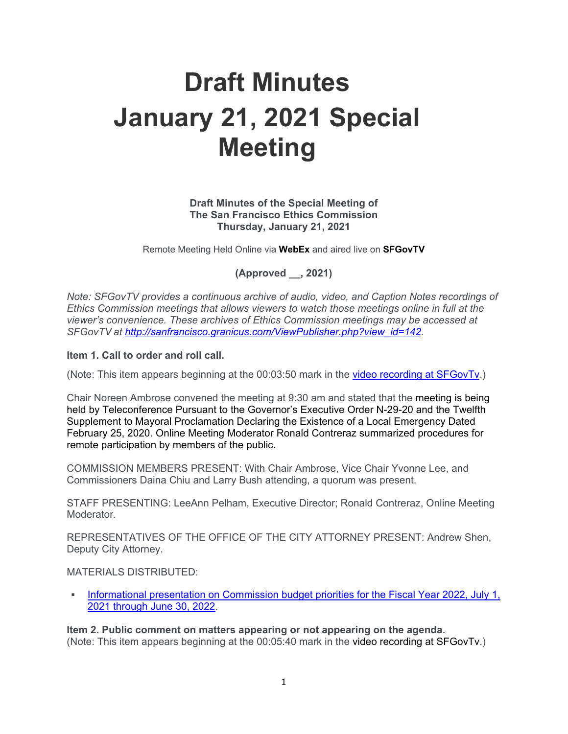# Draft Minutes January 21, 2021 Special Meeting

**Draft Minutes of the Special Meeting of**
**The San Francisco Ethics Commission**
**Thursday, January 21, 2021**

Remote Meeting Held Online via **WebEx** and aired live on **SFGovTV**

**(Approved __, 2021)**

*Note: SFGovTV provides a continuous archive of audio, video, and Caption Notes recordings of Ethics Commission meetings that allows viewers to watch those meetings online in full at the viewer's convenience. These archives of Ethics Commission meetings may be accessed at SFGovTV at http://sanfrancisco.granicus.com/ViewPublisher.php?view_id=142.*

**Item 1. Call to order and roll call.**

(Note: This item appears beginning at the 00:03:50 mark in the video recording at SFGovTv.)

Chair Noreen Ambrose convened the meeting at 9:30 am and stated that the meeting is being held by Teleconference Pursuant to the Governor's Executive Order N-29-20 and the Twelfth Supplement to Mayoral Proclamation Declaring the Existence of a Local Emergency Dated February 25, 2020. Online Meeting Moderator Ronald Contreraz summarized procedures for remote participation by members of the public.

COMMISSION MEMBERS PRESENT: With Chair Ambrose, Vice Chair Yvonne Lee, and Commissioners Daina Chiu and Larry Bush attending, a quorum was present.

STAFF PRESENTING: LeeAnn Pelham, Executive Director; Ronald Contreraz, Online Meeting Moderator.

REPRESENTATIVES OF THE OFFICE OF THE CITY ATTORNEY PRESENT: Andrew Shen, Deputy City Attorney.

MATERIALS DISTRIBUTED:

- Informational presentation on Commission budget priorities for the Fiscal Year 2022, July 1, 2021 through June 30, 2022.

**Item 2. Public comment on matters appearing or not appearing on the agenda.**
(Note: This item appears beginning at the 00:05:40 mark in the video recording at SFGovTv.)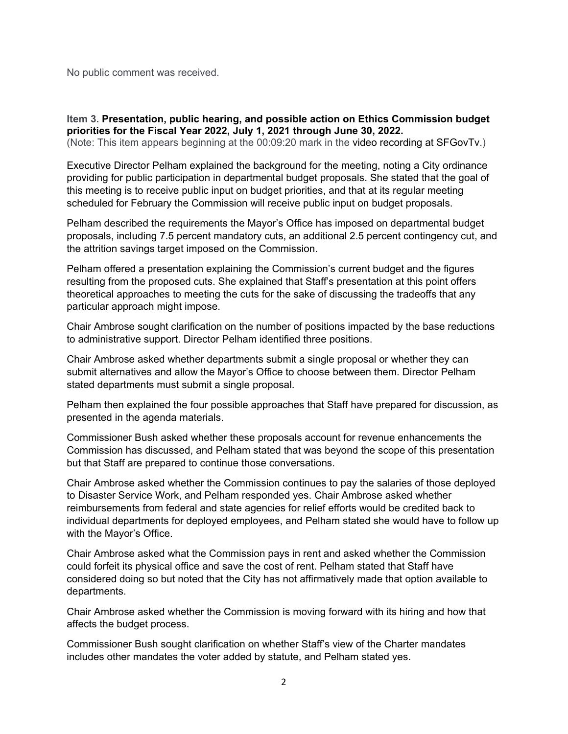No public comment was received.

**Item 3. Presentation, public hearing, and possible action on Ethics Commission budget priorities for the Fiscal Year 2022, July 1, 2021 through June 30, 2022.**
(Note: This item appears beginning at the 00:09:20 mark in the video recording at SFGovTv.)

Executive Director Pelham explained the background for the meeting, noting a City ordinance providing for public participation in departmental budget proposals. She stated that the goal of this meeting is to receive public input on budget priorities, and that at its regular meeting scheduled for February the Commission will receive public input on budget proposals.

Pelham described the requirements the Mayor's Office has imposed on departmental budget proposals, including 7.5 percent mandatory cuts, an additional 2.5 percent contingency cut, and the attrition savings target imposed on the Commission.

Pelham offered a presentation explaining the Commission's current budget and the figures resulting from the proposed cuts. She explained that Staff's presentation at this point offers theoretical approaches to meeting the cuts for the sake of discussing the tradeoffs that any particular approach might impose.

Chair Ambrose sought clarification on the number of positions impacted by the base reductions to administrative support. Director Pelham identified three positions.

Chair Ambrose asked whether departments submit a single proposal or whether they can submit alternatives and allow the Mayor's Office to choose between them. Director Pelham stated departments must submit a single proposal.

Pelham then explained the four possible approaches that Staff have prepared for discussion, as presented in the agenda materials.

Commissioner Bush asked whether these proposals account for revenue enhancements the Commission has discussed, and Pelham stated that was beyond the scope of this presentation but that Staff are prepared to continue those conversations.

Chair Ambrose asked whether the Commission continues to pay the salaries of those deployed to Disaster Service Work, and Pelham responded yes. Chair Ambrose asked whether reimbursements from federal and state agencies for relief efforts would be credited back to individual departments for deployed employees, and Pelham stated she would have to follow up with the Mayor's Office.

Chair Ambrose asked what the Commission pays in rent and asked whether the Commission could forfeit its physical office and save the cost of rent. Pelham stated that Staff have considered doing so but noted that the City has not affirmatively made that option available to departments.

Chair Ambrose asked whether the Commission is moving forward with its hiring and how that affects the budget process.

Commissioner Bush sought clarification on whether Staff's view of the Charter mandates includes other mandates the voter added by statute, and Pelham stated yes.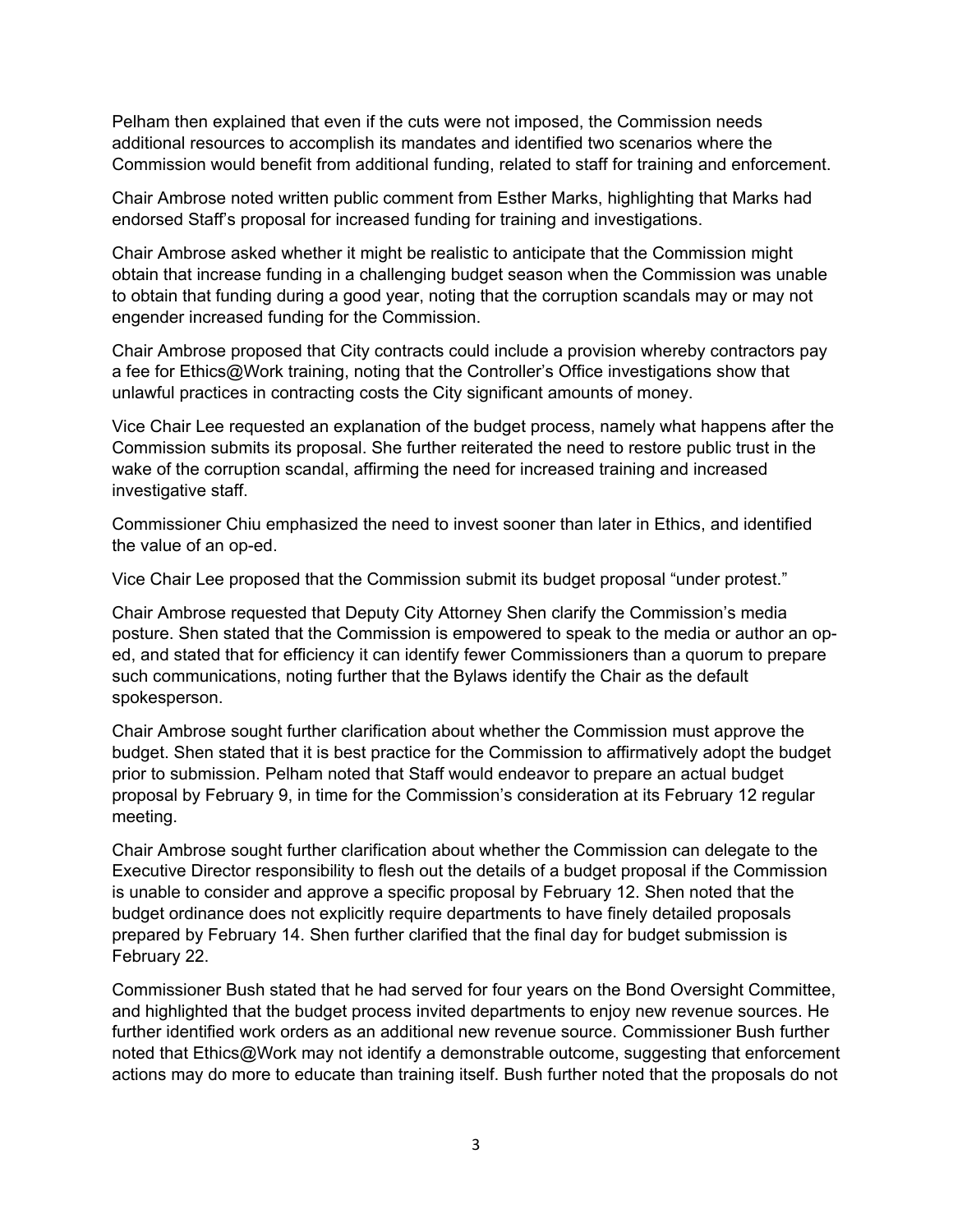Pelham then explained that even if the cuts were not imposed, the Commission needs additional resources to accomplish its mandates and identified two scenarios where the Commission would benefit from additional funding, related to staff for training and enforcement.

Chair Ambrose noted written public comment from Esther Marks, highlighting that Marks had endorsed Staff's proposal for increased funding for training and investigations.

Chair Ambrose asked whether it might be realistic to anticipate that the Commission might obtain that increase funding in a challenging budget season when the Commission was unable to obtain that funding during a good year, noting that the corruption scandals may or may not engender increased funding for the Commission.

Chair Ambrose proposed that City contracts could include a provision whereby contractors pay a fee for Ethics@Work training, noting that the Controller's Office investigations show that unlawful practices in contracting costs the City significant amounts of money.

Vice Chair Lee requested an explanation of the budget process, namely what happens after the Commission submits its proposal. She further reiterated the need to restore public trust in the wake of the corruption scandal, affirming the need for increased training and increased investigative staff.

Commissioner Chiu emphasized the need to invest sooner than later in Ethics, and identified the value of an op-ed.

Vice Chair Lee proposed that the Commission submit its budget proposal "under protest."

Chair Ambrose requested that Deputy City Attorney Shen clarify the Commission's media posture. Shen stated that the Commission is empowered to speak to the media or author an op-ed, and stated that for efficiency it can identify fewer Commissioners than a quorum to prepare such communications, noting further that the Bylaws identify the Chair as the default spokesperson.

Chair Ambrose sought further clarification about whether the Commission must approve the budget. Shen stated that it is best practice for the Commission to affirmatively adopt the budget prior to submission. Pelham noted that Staff would endeavor to prepare an actual budget proposal by February 9, in time for the Commission's consideration at its February 12 regular meeting.

Chair Ambrose sought further clarification about whether the Commission can delegate to the Executive Director responsibility to flesh out the details of a budget proposal if the Commission is unable to consider and approve a specific proposal by February 12. Shen noted that the budget ordinance does not explicitly require departments to have finely detailed proposals prepared by February 14. Shen further clarified that the final day for budget submission is February 22.

Commissioner Bush stated that he had served for four years on the Bond Oversight Committee, and highlighted that the budget process invited departments to enjoy new revenue sources. He further identified work orders as an additional new revenue source. Commissioner Bush further noted that Ethics@Work may not identify a demonstrable outcome, suggesting that enforcement actions may do more to educate than training itself. Bush further noted that the proposals do not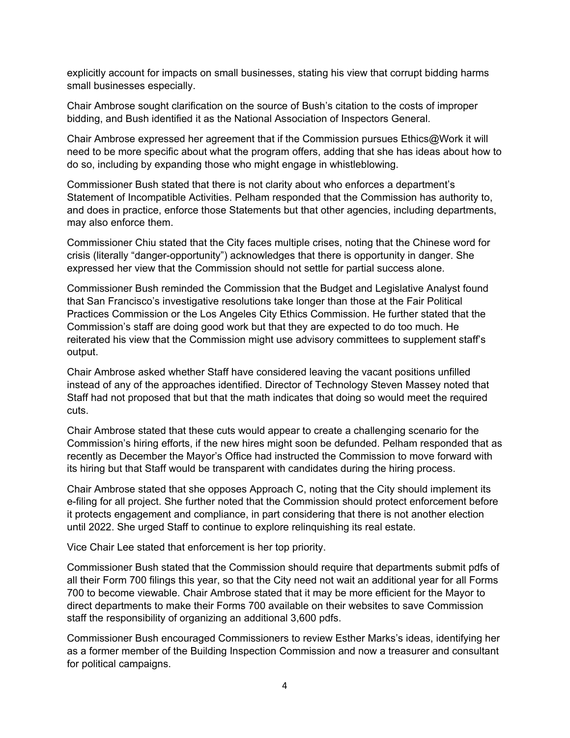explicitly account for impacts on small businesses, stating his view that corrupt bidding harms small businesses especially.

Chair Ambrose sought clarification on the source of Bush's citation to the costs of improper bidding, and Bush identified it as the National Association of Inspectors General.

Chair Ambrose expressed her agreement that if the Commission pursues Ethics@Work it will need to be more specific about what the program offers, adding that she has ideas about how to do so, including by expanding those who might engage in whistleblowing.

Commissioner Bush stated that there is not clarity about who enforces a department's Statement of Incompatible Activities. Pelham responded that the Commission has authority to, and does in practice, enforce those Statements but that other agencies, including departments, may also enforce them.

Commissioner Chiu stated that the City faces multiple crises, noting that the Chinese word for crisis (literally "danger-opportunity") acknowledges that there is opportunity in danger. She expressed her view that the Commission should not settle for partial success alone.

Commissioner Bush reminded the Commission that the Budget and Legislative Analyst found that San Francisco's investigative resolutions take longer than those at the Fair Political Practices Commission or the Los Angeles City Ethics Commission. He further stated that the Commission's staff are doing good work but that they are expected to do too much. He reiterated his view that the Commission might use advisory committees to supplement staff's output.

Chair Ambrose asked whether Staff have considered leaving the vacant positions unfilled instead of any of the approaches identified. Director of Technology Steven Massey noted that Staff had not proposed that but that the math indicates that doing so would meet the required cuts.

Chair Ambrose stated that these cuts would appear to create a challenging scenario for the Commission's hiring efforts, if the new hires might soon be defunded. Pelham responded that as recently as December the Mayor's Office had instructed the Commission to move forward with its hiring but that Staff would be transparent with candidates during the hiring process.

Chair Ambrose stated that she opposes Approach C, noting that the City should implement its e-filing for all project. She further noted that the Commission should protect enforcement before it protects engagement and compliance, in part considering that there is not another election until 2022. She urged Staff to continue to explore relinquishing its real estate.

Vice Chair Lee stated that enforcement is her top priority.

Commissioner Bush stated that the Commission should require that departments submit pdfs of all their Form 700 filings this year, so that the City need not wait an additional year for all Forms 700 to become viewable. Chair Ambrose stated that it may be more efficient for the Mayor to direct departments to make their Forms 700 available on their websites to save Commission staff the responsibility of organizing an additional 3,600 pdfs.

Commissioner Bush encouraged Commissioners to review Esther Marks's ideas, identifying her as a former member of the Building Inspection Commission and now a treasurer and consultant for political campaigns.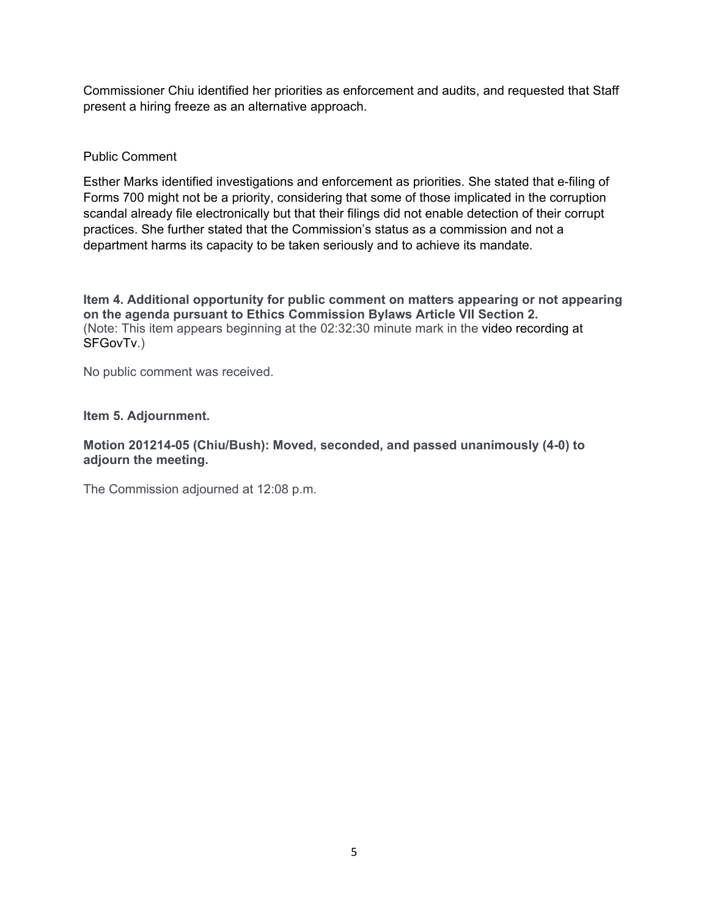Commissioner Chiu identified her priorities as enforcement and audits, and requested that Staff present a hiring freeze as an alternative approach.

Public Comment

Esther Marks identified investigations and enforcement as priorities. She stated that e-filing of Forms 700 might not be a priority, considering that some of those implicated in the corruption scandal already file electronically but that their filings did not enable detection of their corrupt practices. She further stated that the Commission's status as a commission and not a department harms its capacity to be taken seriously and to achieve its mandate.

**Item 4. Additional opportunity for public comment on matters appearing or not appearing on the agenda pursuant to Ethics Commission Bylaws Article VII Section 2.**
(Note: This item appears beginning at the 02:32:30 minute mark in the video recording at SFGovTv.)

No public comment was received.

**Item 5. Adjournment.**

**Motion 201214-05 (Chiu/Bush): Moved, seconded, and passed unanimously (4-0) to adjourn the meeting.**

The Commission adjourned at 12:08 p.m.